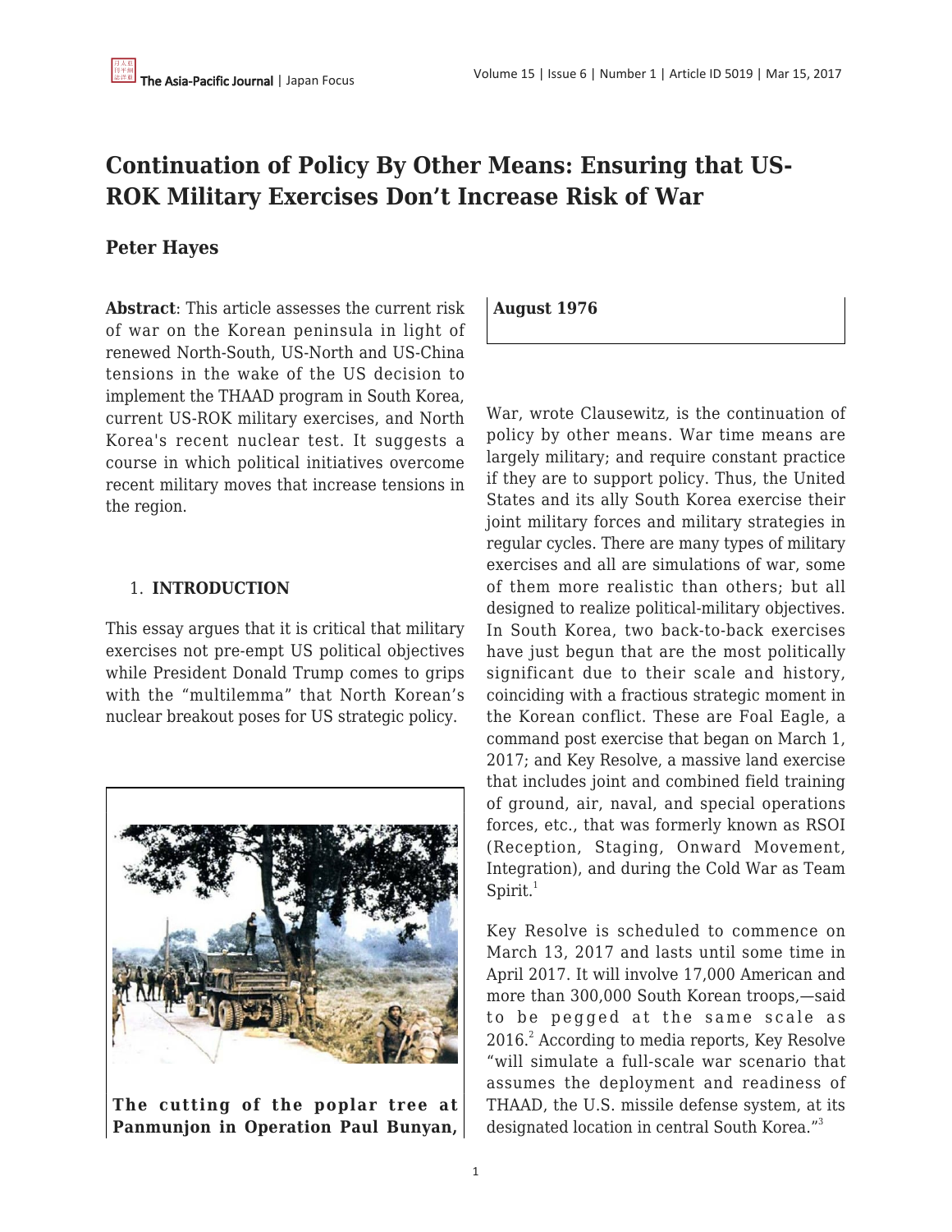# Continuation of Policy By Other Means: Ensuring that US-ROK Military Exercises Don't Increase Risk of War

**Peter Hayes**

**Abstract**: This article assesses the current risk of war on the Korean peninsula in light of renewed North-South, US-North and US-China tensions in the wake of the US decision to implement the THAAD program in South Korea, current US-ROK military exercises, and North Korea's recent nuclear test. It suggests a course in which political initiatives overcome recent military moves that increase tensions in the region.

## 1. INTRODUCTION

This essay argues that it is critical that military exercises not pre-empt US political objectives while President Donald Trump comes to grips with the "multilemma" that North Korean's nuclear breakout poses for US strategic policy.

**The cutting of the poplar tree at Panmunjon in Operation Paul Bunyan, August 1976**

War, wrote Clausewitz, is the continuation of policy by other means. War time means are largely military; and require constant practice if they are to support policy. Thus, the United States and its ally South Korea exercise their joint military forces and military strategies in regular cycles. There are many types of military exercises and all are simulations of war, some of them more realistic than others; but all designed to realize political-military objectives. In South Korea, two back-to-back exercises have just begun that are the most politically significant due to their scale and history, coinciding with a fractious strategic moment in the Korean conflict. These are Foal Eagle, a command post exercise that began on March 1, 2017; and Key Resolve, a massive land exercise that includes joint and combined field training of ground, air, naval, and special operations forces, etc., that was formerly known as RSOI (Reception, Staging, Onward Movement, Integration), and during the Cold War as Team Spirit.[1]

Key Resolve is scheduled to commence on March 13, 2017 and lasts until some time in April 2017. It will involve 17,000 American and more than 300,000 South Korean troops,—said to be pegged at the same scale as 2016.[2] According to media reports, Key Resolve "will simulate a full-scale war scenario that assumes the deployment and readiness of THAAD, the U.S. missile defense system, at its designated location in central South Korea."[3]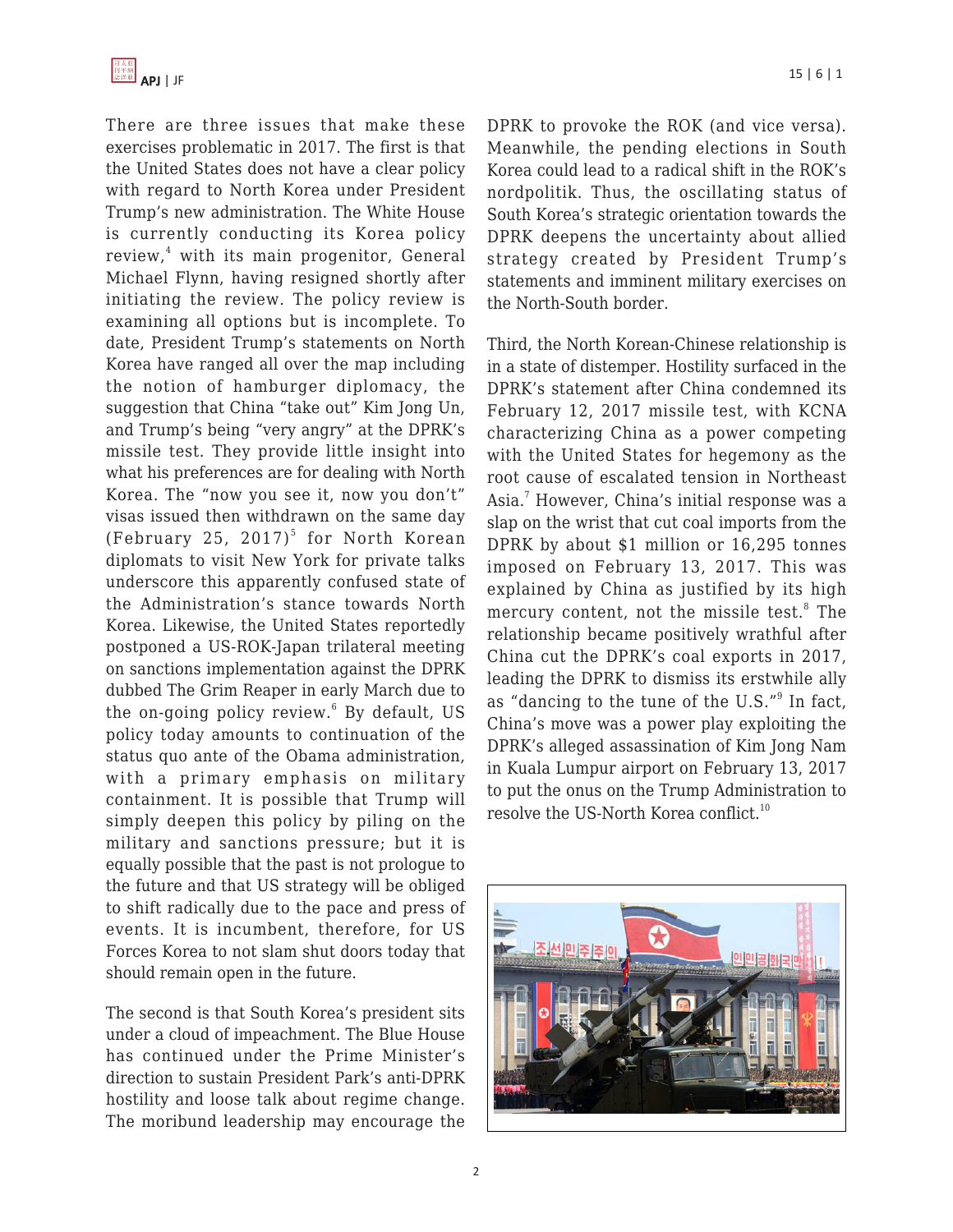There are three issues that make these exercises problematic in 2017. The first is that the United States does not have a clear policy with regard to North Korea under President Trump's new administration. The White House is currently conducting its Korea policy review,[4] with its main progenitor, General Michael Flynn, having resigned shortly after initiating the review. The policy review is examining all options but is incomplete. To date, President Trump's statements on North Korea have ranged all over the map including the notion of hamburger diplomacy, the suggestion that China "take out" Kim Jong Un, and Trump's being "very angry" at the DPRK's missile test. They provide little insight into what his preferences are for dealing with North Korea. The "now you see it, now you don't" visas issued then withdrawn on the same day (February 25, 2017)[5] for North Korean diplomats to visit New York for private talks underscore this apparently confused state of the Administration's stance towards North Korea. Likewise, the United States reportedly postponed a US-ROK-Japan trilateral meeting on sanctions implementation against the DPRK dubbed The Grim Reaper in early March due to the on-going policy review.[6] By default, US policy today amounts to continuation of the status quo ante of the Obama administration, with a primary emphasis on military containment. It is possible that Trump will simply deepen this policy by piling on the military and sanctions pressure; but it is equally possible that the past is not prologue to the future and that US strategy will be obliged to shift radically due to the pace and press of events. It is incumbent, therefore, for US Forces Korea to not slam shut doors today that should remain open in the future.

The second is that South Korea's president sits under a cloud of impeachment. The Blue House has continued under the Prime Minister's direction to sustain President Park's anti-DPRK hostility and loose talk about regime change. The moribund leadership may encourage the DPRK to provoke the ROK (and vice versa). Meanwhile, the pending elections in South Korea could lead to a radical shift in the ROK's nordpolitik. Thus, the oscillating status of South Korea's strategic orientation towards the DPRK deepens the uncertainty about allied strategy created by President Trump's statements and imminent military exercises on the North-South border.

Third, the North Korean-Chinese relationship is in a state of distemper. Hostility surfaced in the DPRK's statement after China condemned its February 12, 2017 missile test, with KCNA characterizing China as a power competing with the United States for hegemony as the root cause of escalated tension in Northeast Asia.[7] However, China's initial response was a slap on the wrist that cut coal imports from the DPRK by about $1 million or 16,295 tonnes imposed on February 13, 2017. This was explained by China as justified by its high mercury content, not the missile test.[8] The relationship became positively wrathful after China cut the DPRK's coal exports in 2017, leading the DPRK to dismiss its erstwhile ally as "dancing to the tune of the U.S."[9] In fact, China's move was a power play exploiting the DPRK's alleged assassination of Kim Jong Nam in Kuala Lumpur airport on February 13, 2017 to put the onus on the Trump Administration to resolve the US-North Korea conflict.[10]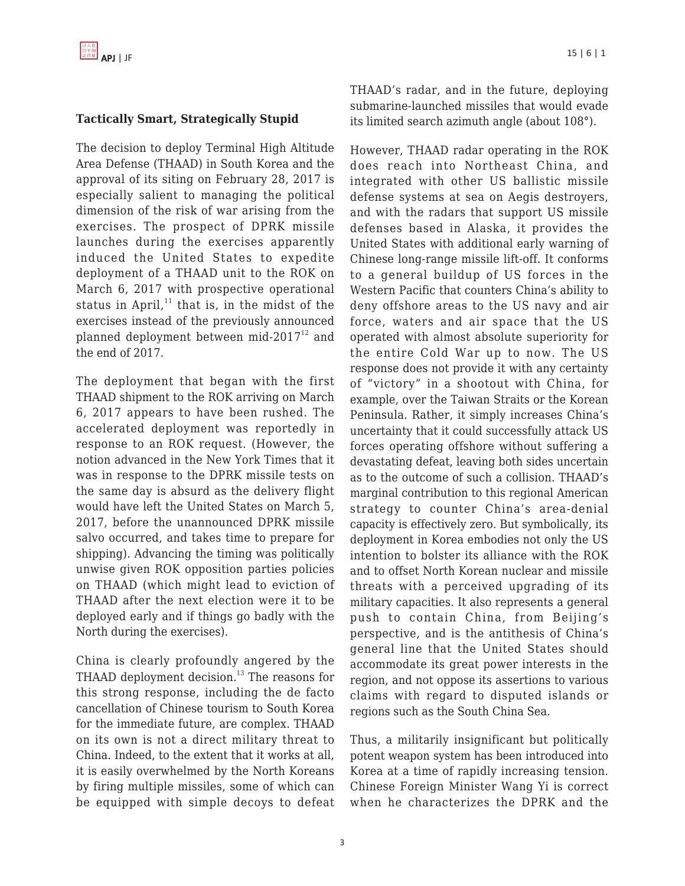### Tactically Smart, Strategically Stupid

The decision to deploy Terminal High Altitude Area Defense (THAAD) in South Korea and the approval of its siting on February 28, 2017 is especially salient to managing the political dimension of the risk of war arising from the exercises. The prospect of DPRK missile launches during the exercises apparently induced the United States to expedite deployment of a THAAD unit to the ROK on March 6, 2017 with prospective operational status in April,[11] that is, in the midst of the exercises instead of the previously announced planned deployment between mid-2017[12] and the end of 2017.

The deployment that began with the first THAAD shipment to the ROK arriving on March 6, 2017 appears to have been rushed. The accelerated deployment was reportedly in response to an ROK request. (However, the notion advanced in the New York Times that it was in response to the DPRK missile tests on the same day is absurd as the delivery flight would have left the United States on March 5, 2017, before the unannounced DPRK missile salvo occurred, and takes time to prepare for shipping). Advancing the timing was politically unwise given ROK opposition parties policies on THAAD (which might lead to eviction of THAAD after the next election were it to be deployed early and if things go badly with the North during the exercises).

China is clearly profoundly angered by the THAAD deployment decision.[13] The reasons for this strong response, including the de facto cancellation of Chinese tourism to South Korea for the immediate future, are complex. THAAD on its own is not a direct military threat to China. Indeed, to the extent that it works at all, it is easily overwhelmed by the North Koreans by firing multiple missiles, some of which can be equipped with simple decoys to defeat THAAD's radar, and in the future, deploying submarine-launched missiles that would evade its limited search azimuth angle (about 108°).

However, THAAD radar operating in the ROK does reach into Northeast China, and integrated with other US ballistic missile defense systems at sea on Aegis destroyers, and with the radars that support US missile defenses based in Alaska, it provides the United States with additional early warning of Chinese long-range missile lift-off. It conforms to a general buildup of US forces in the Western Pacific that counters China's ability to deny offshore areas to the US navy and air force, waters and air space that the US operated with almost absolute superiority for the entire Cold War up to now. The US response does not provide it with any certainty of "victory" in a shootout with China, for example, over the Taiwan Straits or the Korean Peninsula. Rather, it simply increases China's uncertainty that it could successfully attack US forces operating offshore without suffering a devastating defeat, leaving both sides uncertain as to the outcome of such a collision. THAAD's marginal contribution to this regional American strategy to counter China's area-denial capacity is effectively zero. But symbolically, its deployment in Korea embodies not only the US intention to bolster its alliance with the ROK and to offset North Korean nuclear and missile threats with a perceived upgrading of its military capacities. It also represents a general push to contain China, from Beijing's perspective, and is the antithesis of China's general line that the United States should accommodate its great power interests in the region, and not oppose its assertions to various claims with regard to disputed islands or regions such as the South China Sea.

Thus, a militarily insignificant but politically potent weapon system has been introduced into Korea at a time of rapidly increasing tension. Chinese Foreign Minister Wang Yi is correct when he characterizes the DPRK and the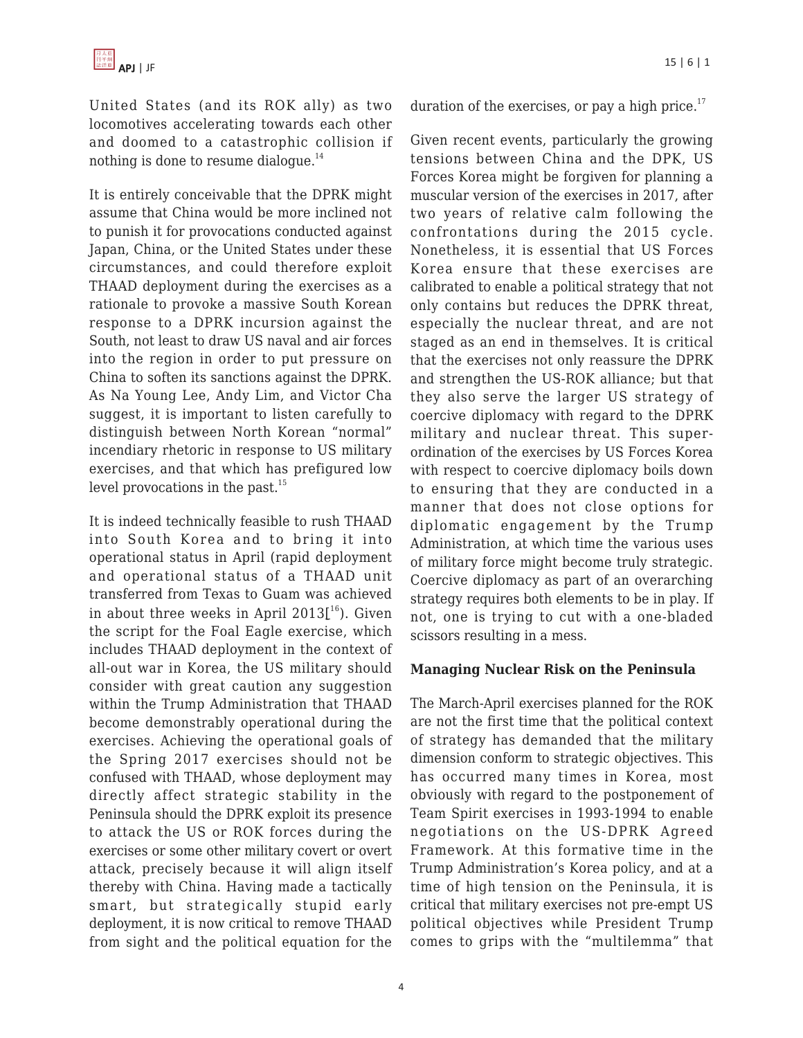United States (and its ROK ally) as two locomotives accelerating towards each other and doomed to a catastrophic collision if nothing is done to resume dialogue.[14]

It is entirely conceivable that the DPRK might assume that China would be more inclined not to punish it for provocations conducted against Japan, China, or the United States under these circumstances, and could therefore exploit THAAD deployment during the exercises as a rationale to provoke a massive South Korean response to a DPRK incursion against the South, not least to draw US naval and air forces into the region in order to put pressure on China to soften its sanctions against the DPRK. As Na Young Lee, Andy Lim, and Victor Cha suggest, it is important to listen carefully to distinguish between North Korean "normal" incendiary rhetoric in response to US military exercises, and that which has prefigured low level provocations in the past.[15]

It is indeed technically feasible to rush THAAD into South Korea and to bring it into operational status in April (rapid deployment and operational status of a THAAD unit transferred from Texas to Guam was achieved in about three weeks in April 2013[[16]). Given the script for the Foal Eagle exercise, which includes THAAD deployment in the context of all-out war in Korea, the US military should consider with great caution any suggestion within the Trump Administration that THAAD become demonstrably operational during the exercises. Achieving the operational goals of the Spring 2017 exercises should not be confused with THAAD, whose deployment may directly affect strategic stability in the Peninsula should the DPRK exploit its presence to attack the US or ROK forces during the exercises or some other military covert or overt attack, precisely because it will align itself thereby with China. Having made a tactically smart, but strategically stupid early deployment, it is now critical to remove THAAD from sight and the political equation for the duration of the exercises, or pay a high price.[17]

Given recent events, particularly the growing tensions between China and the DPK, US Forces Korea might be forgiven for planning a muscular version of the exercises in 2017, after two years of relative calm following the confrontations during the 2015 cycle. Nonetheless, it is essential that US Forces Korea ensure that these exercises are calibrated to enable a political strategy that not only contains but reduces the DPRK threat, especially the nuclear threat, and are not staged as an end in themselves. It is critical that the exercises not only reassure the DPRK and strengthen the US-ROK alliance; but that they also serve the larger US strategy of coercive diplomacy with regard to the DPRK military and nuclear threat. This super-ordination of the exercises by US Forces Korea with respect to coercive diplomacy boils down to ensuring that they are conducted in a manner that does not close options for diplomatic engagement by the Trump Administration, at which time the various uses of military force might become truly strategic. Coercive diplomacy as part of an overarching strategy requires both elements to be in play. If not, one is trying to cut with a one-bladed scissors resulting in a mess.

## Managing Nuclear Risk on the Peninsula

The March-April exercises planned for the ROK are not the first time that the political context of strategy has demanded that the military dimension conform to strategic objectives. This has occurred many times in Korea, most obviously with regard to the postponement of Team Spirit exercises in 1993-1994 to enable negotiations on the US-DPRK Agreed Framework. At this formative time in the Trump Administration's Korea policy, and at a time of high tension on the Peninsula, it is critical that military exercises not pre-empt US political objectives while President Trump comes to grips with the "multilemma" that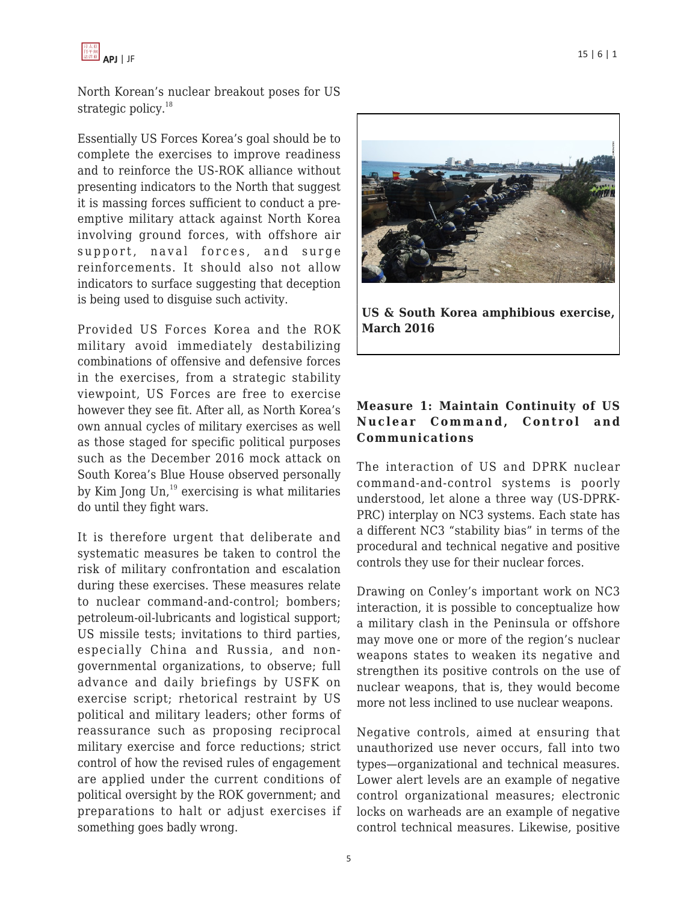North Korean's nuclear breakout poses for US strategic policy.[18]

Essentially US Forces Korea's goal should be to complete the exercises to improve readiness and to reinforce the US-ROK alliance without presenting indicators to the North that suggest it is massing forces sufficient to conduct a pre-emptive military attack against North Korea involving ground forces, with offshore air support, naval forces, and surge reinforcements. It should also not allow indicators to surface suggesting that deception is being used to disguise such activity.

Provided US Forces Korea and the ROK military avoid immediately destabilizing combinations of offensive and defensive forces in the exercises, from a strategic stability viewpoint, US Forces are free to exercise however they see fit. After all, as North Korea's own annual cycles of military exercises as well as those staged for specific political purposes such as the December 2016 mock attack on South Korea's Blue House observed personally by Kim Jong Un,[19] exercising is what militaries do until they fight wars.

It is therefore urgent that deliberate and systematic measures be taken to control the risk of military confrontation and escalation during these exercises. These measures relate to nuclear command-and-control; bombers; petroleum-oil-lubricants and logistical support; US missile tests; invitations to third parties, especially China and Russia, and non-governmental organizations, to observe; full advance and daily briefings by USFK on exercise script; rhetorical restraint by US political and military leaders; other forms of reassurance such as proposing reciprocal military exercise and force reductions; strict control of how the revised rules of engagement are applied under the current conditions of political oversight by the ROK government; and preparations to halt or adjust exercises if something goes badly wrong.

**US & South Korea amphibious exercise, March 2016**

### Measure 1: Maintain Continuity of US Nuclear Command, Control and Communications

The interaction of US and DPRK nuclear command-and-control systems is poorly understood, let alone a three way (US-DPRK-PRC) interplay on NC3 systems. Each state has a different NC3 "stability bias" in terms of the procedural and technical negative and positive controls they use for their nuclear forces.

Drawing on Conley's important work on NC3 interaction, it is possible to conceptualize how a military clash in the Peninsula or offshore may move one or more of the region's nuclear weapons states to weaken its negative and strengthen its positive controls on the use of nuclear weapons, that is, they would become more not less inclined to use nuclear weapons.

Negative controls, aimed at ensuring that unauthorized use never occurs, fall into two types—organizational and technical measures. Lower alert levels are an example of negative control organizational measures; electronic locks on warheads are an example of negative control technical measures. Likewise, positive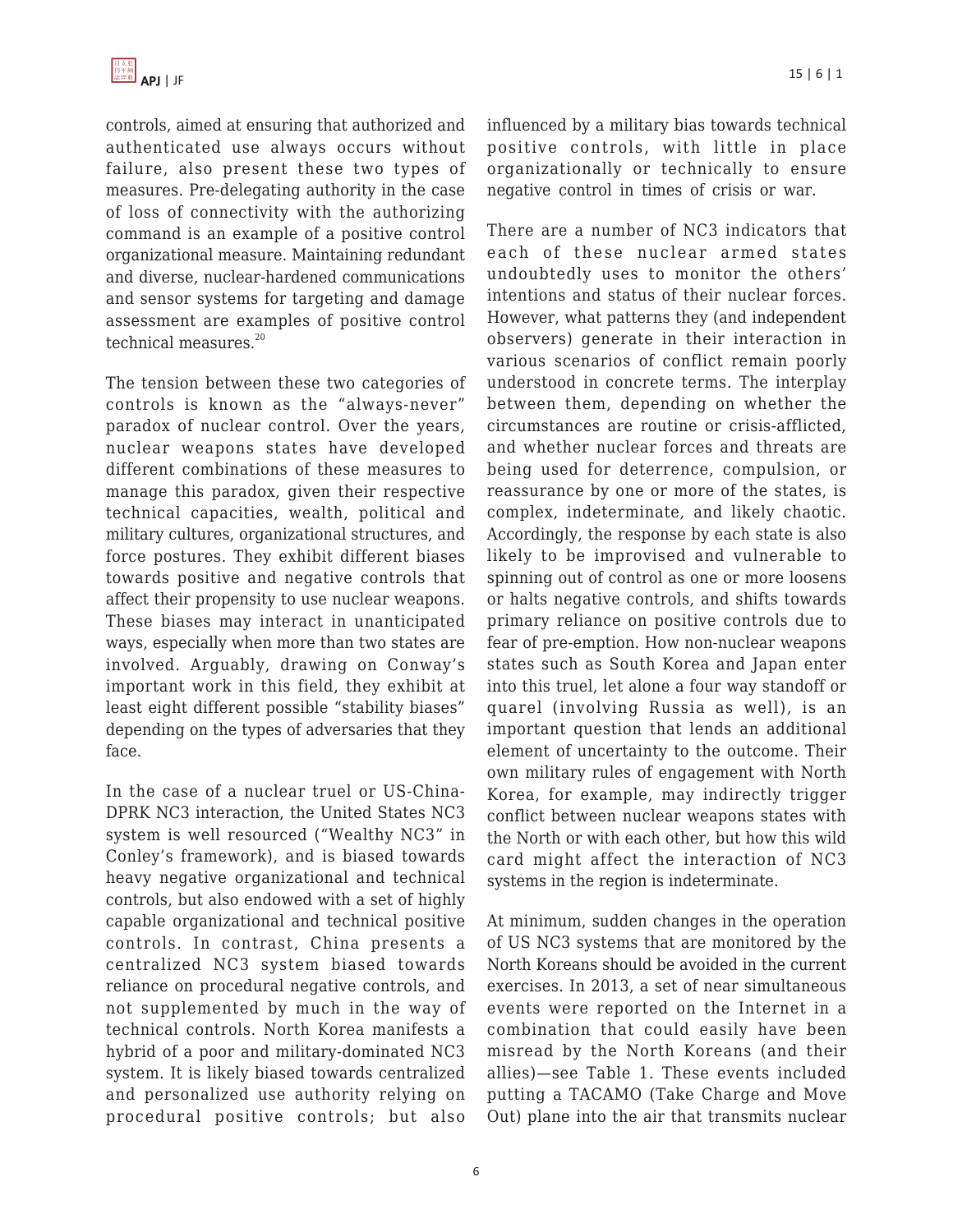controls, aimed at ensuring that authorized and authenticated use always occurs without failure, also present these two types of measures. Pre-delegating authority in the case of loss of connectivity with the authorizing command is an example of a positive control organizational measure. Maintaining redundant and diverse, nuclear-hardened communications and sensor systems for targeting and damage assessment are examples of positive control technical measures.[20]

The tension between these two categories of controls is known as the "always-never" paradox of nuclear control. Over the years, nuclear weapons states have developed different combinations of these measures to manage this paradox, given their respective technical capacities, wealth, political and military cultures, organizational structures, and force postures. They exhibit different biases towards positive and negative controls that affect their propensity to use nuclear weapons. These biases may interact in unanticipated ways, especially when more than two states are involved. Arguably, drawing on Conway's important work in this field, they exhibit at least eight different possible "stability biases" depending on the types of adversaries that they face.

In the case of a nuclear truel or US-China-DPRK NC3 interaction, the United States NC3 system is well resourced ("Wealthy NC3" in Conley's framework), and is biased towards heavy negative organizational and technical controls, but also endowed with a set of highly capable organizational and technical positive controls. In contrast, China presents a centralized NC3 system biased towards reliance on procedural negative controls, and not supplemented by much in the way of technical controls. North Korea manifests a hybrid of a poor and military-dominated NC3 system. It is likely biased towards centralized and personalized use authority relying on procedural positive controls; but also influenced by a military bias towards technical positive controls, with little in place organizationally or technically to ensure negative control in times of crisis or war.

There are a number of NC3 indicators that each of these nuclear armed states undoubtedly uses to monitor the others' intentions and status of their nuclear forces. However, what patterns they (and independent observers) generate in their interaction in various scenarios of conflict remain poorly understood in concrete terms. The interplay between them, depending on whether the circumstances are routine or crisis-afflicted, and whether nuclear forces and threats are being used for deterrence, compulsion, or reassurance by one or more of the states, is complex, indeterminate, and likely chaotic. Accordingly, the response by each state is also likely to be improvised and vulnerable to spinning out of control as one or more loosens or halts negative controls, and shifts towards primary reliance on positive controls due to fear of pre-emption. How non-nuclear weapons states such as South Korea and Japan enter into this truel, let alone a four way standoff or quarel (involving Russia as well), is an important question that lends an additional element of uncertainty to the outcome. Their own military rules of engagement with North Korea, for example, may indirectly trigger conflict between nuclear weapons states with the North or with each other, but how this wild card might affect the interaction of NC3 systems in the region is indeterminate.

At minimum, sudden changes in the operation of US NC3 systems that are monitored by the North Koreans should be avoided in the current exercises. In 2013, a set of near simultaneous events were reported on the Internet in a combination that could easily have been misread by the North Koreans (and their allies)—see Table 1. These events included putting a TACAMO (Take Charge and Move Out) plane into the air that transmits nuclear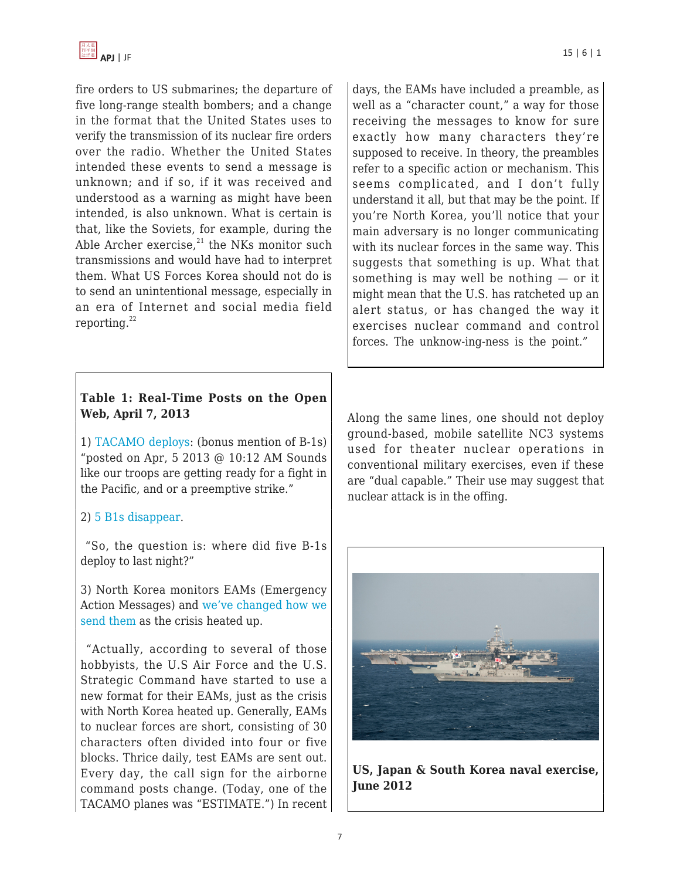fire orders to US submarines; the departure of five long-range stealth bombers; and a change in the format that the United States uses to verify the transmission of its nuclear fire orders over the radio. Whether the United States intended these events to send a message is unknown; and if so, if it was received and understood as a warning as might have been intended, is also unknown. What is certain is that, like the Soviets, for example, during the Able Archer exercise,[21] the NKs monitor such transmissions and would have had to interpret them. What US Forces Korea should not do is to send an unintentional message, especially in an era of Internet and social media field reporting.[22]

**Table 1: Real-Time Posts on the Open Web, April 7, 2013**

1) TACAMO deploys: (bonus mention of B-1s) "posted on Apr, 5 2013 @ 10:12 AM Sounds like our troops are getting ready for a fight in the Pacific, and or a preemptive strike."

2) 5 B1s disappear.

"So, the question is: where did five B-1s deploy to last night?"

3) North Korea monitors EAMs (Emergency Action Messages) and we've changed how we send them as the crisis heated up.

"Actually, according to several of those hobbyists, the U.S Air Force and the U.S. Strategic Command have started to use a new format for their EAMs, just as the crisis with North Korea heated up. Generally, EAMs to nuclear forces are short, consisting of 30 characters often divided into four or five blocks. Thrice daily, test EAMs are sent out. Every day, the call sign for the airborne command posts change. (Today, one of the TACAMO planes was "ESTIMATE.") In recent days, the EAMs have included a preamble, as well as a "character count," a way for those receiving the messages to know for sure exactly how many characters they're supposed to receive. In theory, the preambles refer to a specific action or mechanism. This seems complicated, and I don't fully understand it all, but that may be the point. If you're North Korea, you'll notice that your main adversary is no longer communicating with its nuclear forces in the same way. This suggests that something is up. What that something is may well be nothing — or it might mean that the U.S. has ratcheted up an alert status, or has changed the way it exercises nuclear command and control forces. The unknow-ing-ness is the point."

Along the same lines, one should not deploy ground-based, mobile satellite NC3 systems used for theater nuclear operations in conventional military exercises, even if these are "dual capable." Their use may suggest that nuclear attack is in the offing.

**US, Japan & South Korea naval exercise, June 2012**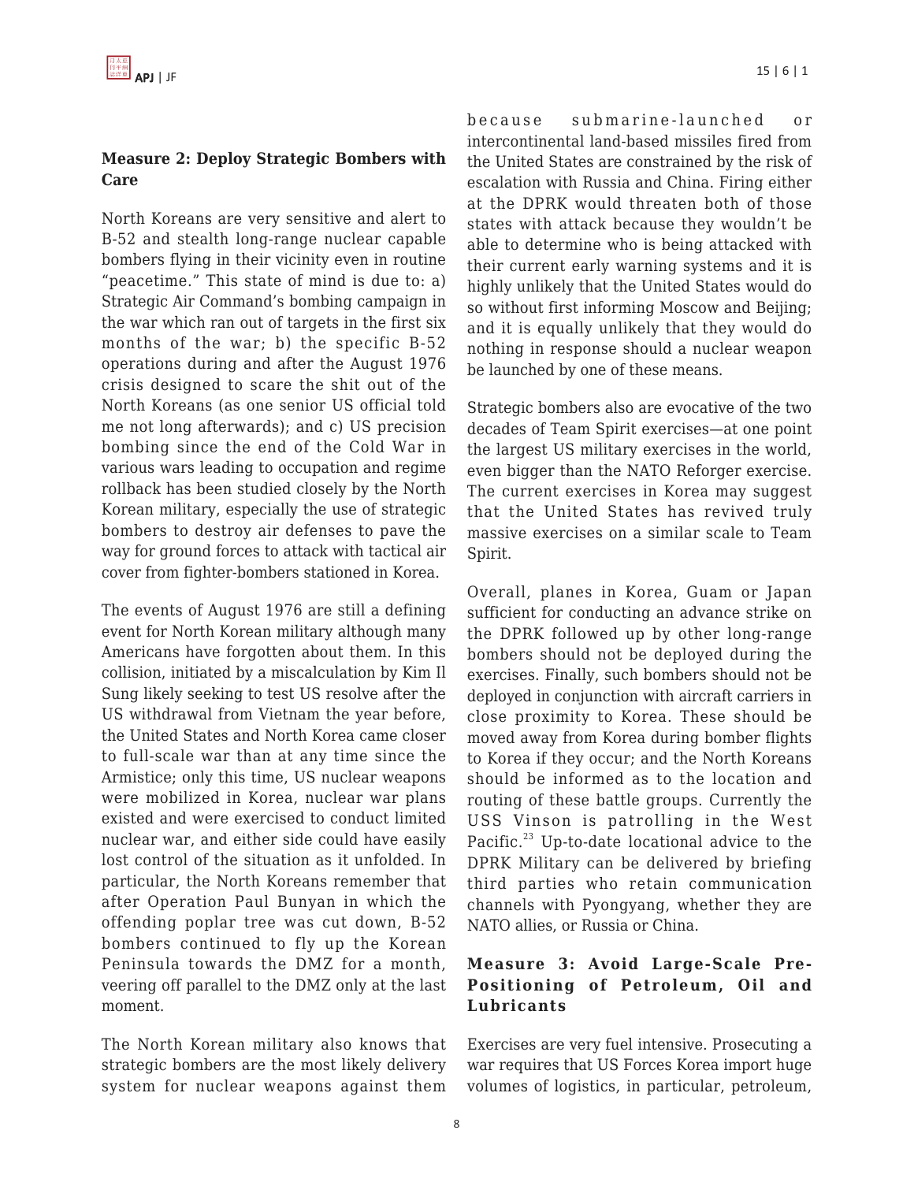### Measure 2: Deploy Strategic Bombers with Care

North Koreans are very sensitive and alert to B-52 and stealth long-range nuclear capable bombers flying in their vicinity even in routine "peacetime." This state of mind is due to: a) Strategic Air Command's bombing campaign in the war which ran out of targets in the first six months of the war; b) the specific B-52 operations during and after the August 1976 crisis designed to scare the shit out of the North Koreans (as one senior US official told me not long afterwards); and c) US precision bombing since the end of the Cold War in various wars leading to occupation and regime rollback has been studied closely by the North Korean military, especially the use of strategic bombers to destroy air defenses to pave the way for ground forces to attack with tactical air cover from fighter-bombers stationed in Korea.

The events of August 1976 are still a defining event for North Korean military although many Americans have forgotten about them. In this collision, initiated by a miscalculation by Kim Il Sung likely seeking to test US resolve after the US withdrawal from Vietnam the year before, the United States and North Korea came closer to full-scale war than at any time since the Armistice; only this time, US nuclear weapons were mobilized in Korea, nuclear war plans existed and were exercised to conduct limited nuclear war, and either side could have easily lost control of the situation as it unfolded. In particular, the North Koreans remember that after Operation Paul Bunyan in which the offending poplar tree was cut down, B-52 bombers continued to fly up the Korean Peninsula towards the DMZ for a month, veering off parallel to the DMZ only at the last moment.

The North Korean military also knows that strategic bombers are the most likely delivery system for nuclear weapons against them because submarine-launched or intercontinental land-based missiles fired from the United States are constrained by the risk of escalation with Russia and China. Firing either at the DPRK would threaten both of those states with attack because they wouldn't be able to determine who is being attacked with their current early warning systems and it is highly unlikely that the United States would do so without first informing Moscow and Beijing; and it is equally unlikely that they would do nothing in response should a nuclear weapon be launched by one of these means.

Strategic bombers also are evocative of the two decades of Team Spirit exercises—at one point the largest US military exercises in the world, even bigger than the NATO Reforger exercise. The current exercises in Korea may suggest that the United States has revived truly massive exercises on a similar scale to Team Spirit.

Overall, planes in Korea, Guam or Japan sufficient for conducting an advance strike on the DPRK followed up by other long-range bombers should not be deployed during the exercises. Finally, such bombers should not be deployed in conjunction with aircraft carriers in close proximity to Korea. These should be moved away from Korea during bomber flights to Korea if they occur; and the North Koreans should be informed as to the location and routing of these battle groups. Currently the USS Vinson is patrolling in the West Pacific.[23] Up-to-date locational advice to the DPRK Military can be delivered by briefing third parties who retain communication channels with Pyongyang, whether they are NATO allies, or Russia or China.

### Measure 3: Avoid Large-Scale Pre-Positioning of Petroleum, Oil and Lubricants

Exercises are very fuel intensive. Prosecuting a war requires that US Forces Korea import huge volumes of logistics, in particular, petroleum,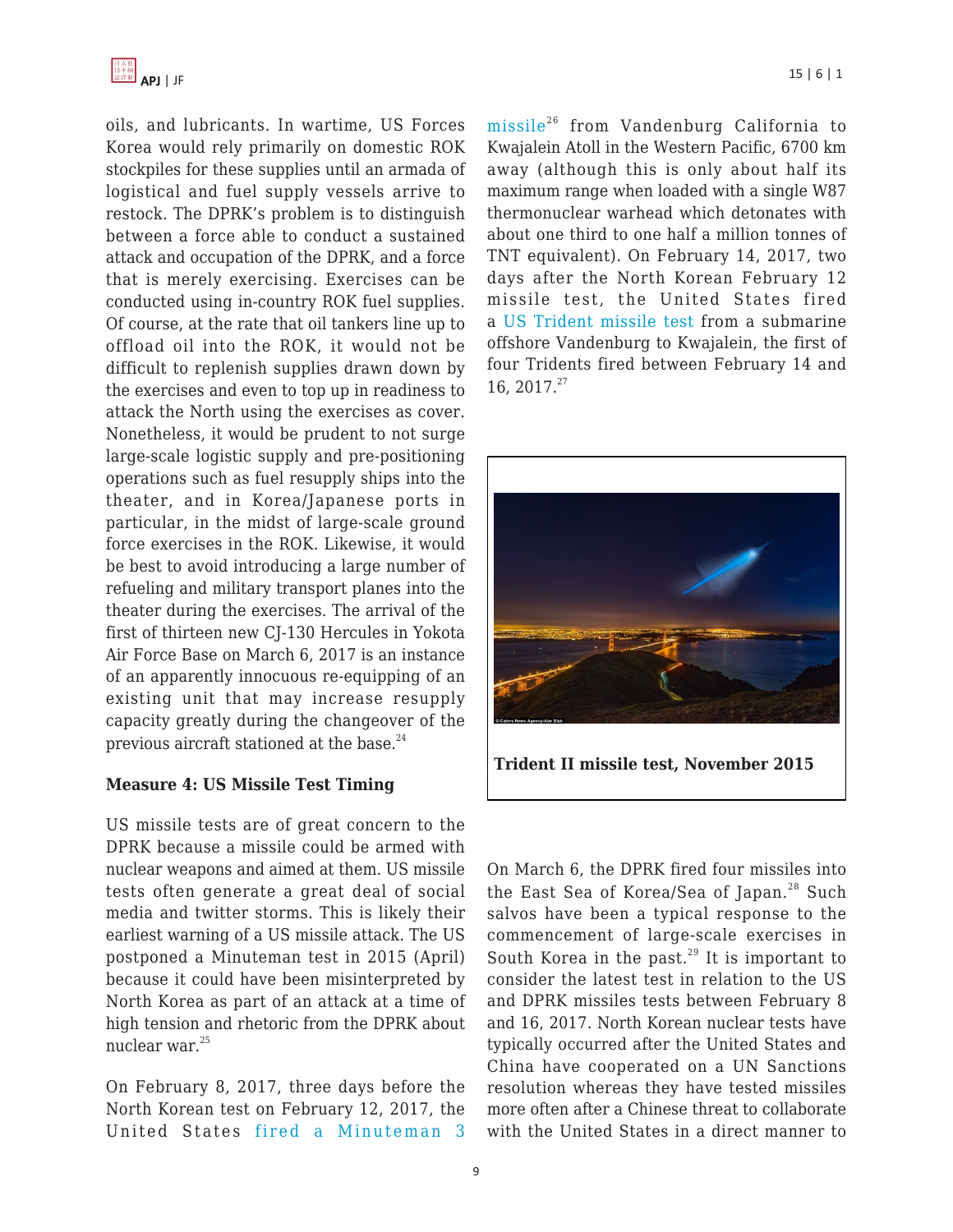oils, and lubricants. In wartime, US Forces Korea would rely primarily on domestic ROK stockpiles for these supplies until an armada of logistical and fuel supply vessels arrive to restock. The DPRK's problem is to distinguish between a force able to conduct a sustained attack and occupation of the DPRK, and a force that is merely exercising. Exercises can be conducted using in-country ROK fuel supplies. Of course, at the rate that oil tankers line up to offload oil into the ROK, it would not be difficult to replenish supplies drawn down by the exercises and even to top up in readiness to attack the North using the exercises as cover. Nonetheless, it would be prudent to not surge large-scale logistic supply and pre-positioning operations such as fuel resupply ships into the theater, and in Korea/Japanese ports in particular, in the midst of large-scale ground force exercises in the ROK. Likewise, it would be best to avoid introducing a large number of refueling and military transport planes into the theater during the exercises. The arrival of the first of thirteen new CJ-130 Hercules in Yokota Air Force Base on March 6, 2017 is an instance of an apparently innocuous re-equipping of an existing unit that may increase resupply capacity greatly during the changeover of the previous aircraft stationed at the base.[24]

**Measure 4: US Missile Test Timing**

US missile tests are of great concern to the DPRK because a missile could be armed with nuclear weapons and aimed at them. US missile tests often generate a great deal of social media and twitter storms. This is likely their earliest warning of a US missile attack. The US postponed a Minuteman test in 2015 (April) because it could have been misinterpreted by North Korea as part of an attack at a time of high tension and rhetoric from the DPRK about nuclear war.[25]

On February 8, 2017, three days before the North Korean test on February 12, 2017, the United States fired a Minuteman 3 missile[26] from Vandenburg California to Kwajalein Atoll in the Western Pacific, 6700 km away (although this is only about half its maximum range when loaded with a single W87 thermonuclear warhead which detonates with about one third to one half a million tonnes of TNT equivalent). On February 14, 2017, two days after the North Korean February 12 missile test, the United States fired a US Trident missile test from a submarine offshore Vandenburg to Kwajalein, the first of four Tridents fired between February 14 and 16, 2017.[27]

**Trident II missile test, November 2015**

On March 6, the DPRK fired four missiles into the East Sea of Korea/Sea of Japan.[28] Such salvos have been a typical response to the commencement of large-scale exercises in South Korea in the past.[29] It is important to consider the latest test in relation to the US and DPRK missiles tests between February 8 and 16, 2017. North Korean nuclear tests have typically occurred after the United States and China have cooperated on a UN Sanctions resolution whereas they have tested missiles more often after a Chinese threat to collaborate with the United States in a direct manner to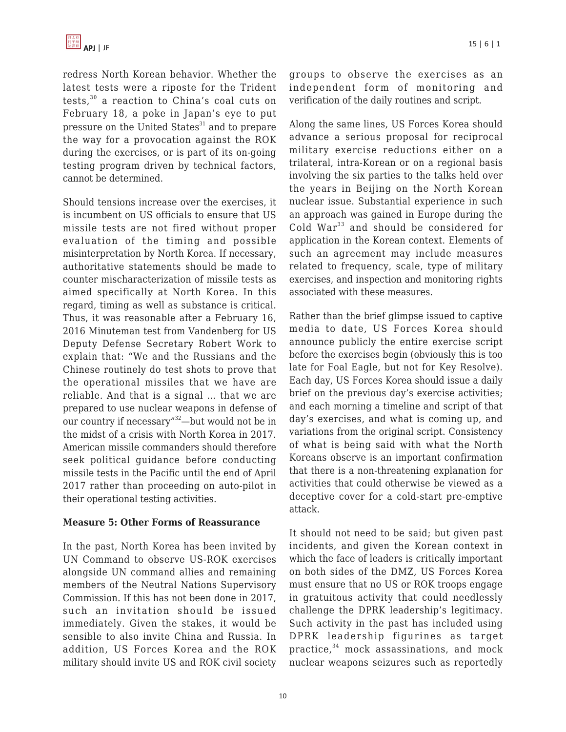redress North Korean behavior. Whether the latest tests were a riposte for the Trident tests,[30] a reaction to China's coal cuts on February 18, a poke in Japan's eye to put pressure on the United States[31] and to prepare the way for a provocation against the ROK during the exercises, or is part of its on-going testing program driven by technical factors, cannot be determined.

Should tensions increase over the exercises, it is incumbent on US officials to ensure that US missile tests are not fired without proper evaluation of the timing and possible misinterpretation by North Korea. If necessary, authoritative statements should be made to counter mischaracterization of missile tests as aimed specifically at North Korea. In this regard, timing as well as substance is critical. Thus, it was reasonable after a February 16, 2016 Minuteman test from Vandenberg for US Deputy Defense Secretary Robert Work to explain that: "We and the Russians and the Chinese routinely do test shots to prove that the operational missiles that we have are reliable. And that is a signal ... that we are prepared to use nuclear weapons in defense of our country if necessary"[32]—but would not be in the midst of a crisis with North Korea in 2017. American missile commanders should therefore seek political guidance before conducting missile tests in the Pacific until the end of April 2017 rather than proceeding on auto-pilot in their operational testing activities.

**Measure 5: Other Forms of Reassurance**

In the past, North Korea has been invited by UN Command to observe US-ROK exercises alongside UN command allies and remaining members of the Neutral Nations Supervisory Commission. If this has not been done in 2017, such an invitation should be issued immediately. Given the stakes, it would be sensible to also invite China and Russia. In addition, US Forces Korea and the ROK military should invite US and ROK civil society groups to observe the exercises as an independent form of monitoring and verification of the daily routines and script.

Along the same lines, US Forces Korea should advance a serious proposal for reciprocal military exercise reductions either on a trilateral, intra-Korean or on a regional basis involving the six parties to the talks held over the years in Beijing on the North Korean nuclear issue. Substantial experience in such an approach was gained in Europe during the Cold War[33] and should be considered for application in the Korean context. Elements of such an agreement may include measures related to frequency, scale, type of military exercises, and inspection and monitoring rights associated with these measures.

Rather than the brief glimpse issued to captive media to date, US Forces Korea should announce publicly the entire exercise script before the exercises begin (obviously this is too late for Foal Eagle, but not for Key Resolve). Each day, US Forces Korea should issue a daily brief on the previous day's exercise activities; and each morning a timeline and script of that day's exercises, and what is coming up, and variations from the original script. Consistency of what is being said with what the North Koreans observe is an important confirmation that there is a non-threatening explanation for activities that could otherwise be viewed as a deceptive cover for a cold-start pre-emptive attack.

It should not need to be said; but given past incidents, and given the Korean context in which the face of leaders is critically important on both sides of the DMZ, US Forces Korea must ensure that no US or ROK troops engage in gratuitous activity that could needlessly challenge the DPRK leadership's legitimacy. Such activity in the past has included using DPRK leadership figurines as target practice,[34] mock assassinations, and mock nuclear weapons seizures such as reportedly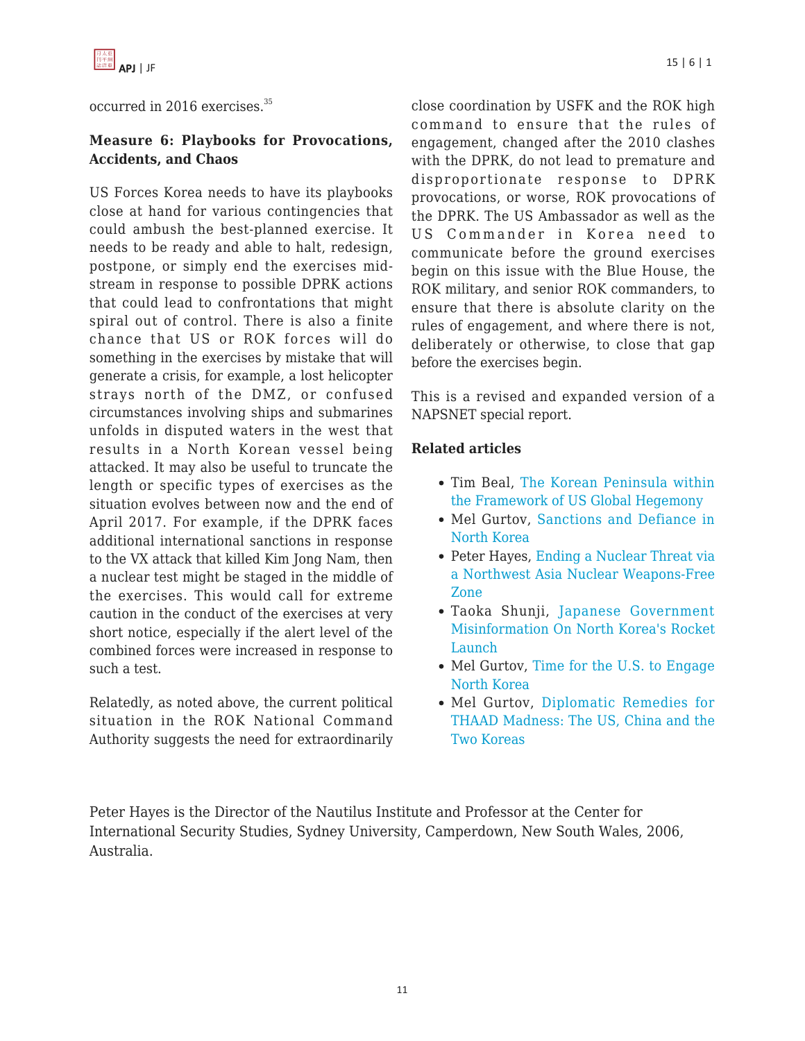occurred in 2016 exercises.[35]

**Measure 6: Playbooks for Provocations, Accidents, and Chaos**

US Forces Korea needs to have its playbooks close at hand for various contingencies that could ambush the best-planned exercise. It needs to be ready and able to halt, redesign, postpone, or simply end the exercises mid-stream in response to possible DPRK actions that could lead to confrontations that might spiral out of control. There is also a finite chance that US or ROK forces will do something in the exercises by mistake that will generate a crisis, for example, a lost helicopter strays north of the DMZ, or confused circumstances involving ships and submarines unfolds in disputed waters in the west that results in a North Korean vessel being attacked. It may also be useful to truncate the length or specific types of exercises as the situation evolves between now and the end of April 2017. For example, if the DPRK faces additional international sanctions in response to the VX attack that killed Kim Jong Nam, then a nuclear test might be staged in the middle of the exercises. This would call for extreme caution in the conduct of the exercises at very short notice, especially if the alert level of the combined forces were increased in response to such a test.

Relatedly, as noted above, the current political situation in the ROK National Command Authority suggests the need for extraordinarily close coordination by USFK and the ROK high command to ensure that the rules of engagement, changed after the 2010 clashes with the DPRK, do not lead to premature and disproportionate response to DPRK provocations, or worse, ROK provocations of the DPRK. The US Ambassador as well as the US Commander in Korea need to communicate before the ground exercises begin on this issue with the Blue House, the ROK military, and senior ROK commanders, to ensure that there is absolute clarity on the rules of engagement, and where there is not, deliberately or otherwise, to close that gap before the exercises begin.

This is a revised and expanded version of a NAPSNET special report.

**Related articles**

- Tim Beal, The Korean Peninsula within the Framework of US Global Hegemony
- Mel Gurtov, Sanctions and Defiance in North Korea
- Peter Hayes, Ending a Nuclear Threat via a Northwest Asia Nuclear Weapons-Free Zone
- Taoka Shunji, Japanese Government Misinformation On North Korea's Rocket Launch
- Mel Gurtov, Time for the U.S. to Engage North Korea
- Mel Gurtov, Diplomatic Remedies for THAAD Madness: The US, China and the Two Koreas

Peter Hayes is the Director of the Nautilus Institute and Professor at the Center for International Security Studies, Sydney University, Camperdown, New South Wales, 2006, Australia.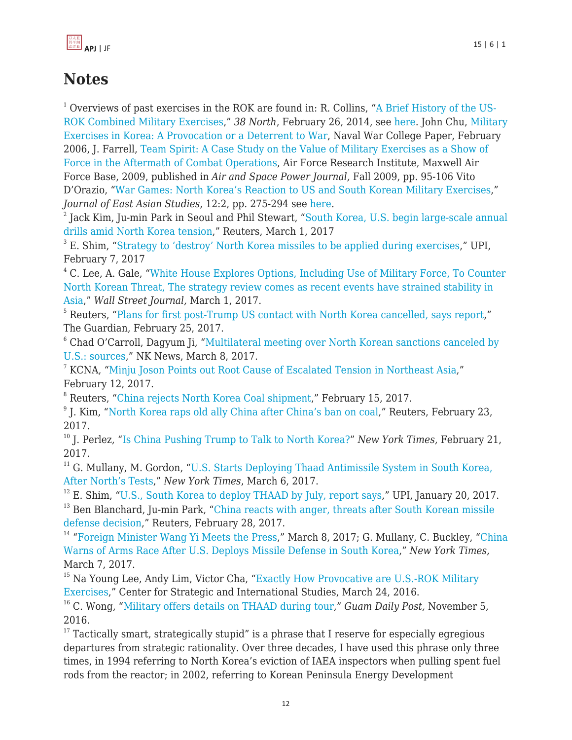# Notes

[1] Overviews of past exercises in the ROK are found in: R. Collins, "A Brief History of the US-ROK Combined Military Exercises," *38 North*, February 26, 2014, see here. John Chu, Military Exercises in Korea: A Provocation or a Deterrent to War, Naval War College Paper, February 2006, J. Farrell, Team Spirit: A Case Study on the Value of Military Exercises as a Show of Force in the Aftermath of Combat Operations, Air Force Research Institute, Maxwell Air Force Base, 2009, published in *Air and Space Power Journal,* Fall 2009, pp. 95-106 Vito D'Orazio, "War Games: North Korea's Reaction to US and South Korean Military Exercises," *Journal of East Asian Studies*, 12:2, pp. 275-294 see here.

[2] Jack Kim, Ju-min Park in Seoul and Phil Stewart, "South Korea, U.S. begin large-scale annual drills amid North Korea tension," Reuters, March 1, 2017

[3] E. Shim, "Strategy to 'destroy' North Korea missiles to be applied during exercises," UPI, February 7, 2017

[4] C. Lee, A. Gale, "White House Explores Options, Including Use of Military Force, To Counter North Korean Threat, The strategy review comes as recent events have strained stability in Asia," *Wall Street Journal,* March 1, 2017.

[5] Reuters, "Plans for first post-Trump US contact with North Korea cancelled, says report," The Guardian, February 25, 2017.

[6] Chad O'Carroll, Dagyum Ji, "Multilateral meeting over North Korean sanctions canceled by U.S.: sources," NK News, March 8, 2017.

[7] KCNA, "Minju Joson Points out Root Cause of Escalated Tension in Northeast Asia," February 12, 2017.

[8] Reuters, "China rejects North Korea Coal shipment," February 15, 2017.

[9] J. Kim, "North Korea raps old ally China after China's ban on coal," Reuters, February 23, 2017.

[10] J. Perlez, "Is China Pushing Trump to Talk to North Korea?" *New York Times*, February 21, 2017.

[11] G. Mullany, M. Gordon, "U.S. Starts Deploying Thaad Antimissile System in South Korea, After North's Tests," *New York Times*, March 6, 2017.

[12] E. Shim, "U.S., South Korea to deploy THAAD by July, report says," UPI, January 20, 2017.

[13] Ben Blanchard, Ju-min Park, "China reacts with anger, threats after South Korean missile defense decision," Reuters, February 28, 2017.

[14] "Foreign Minister Wang Yi Meets the Press," March 8, 2017; G. Mullany, C. Buckley, "China Warns of Arms Race After U.S. Deploys Missile Defense in South Korea," *New York Times,* March 7, 2017.

[15] Na Young Lee, Andy Lim, Victor Cha, "Exactly How Provocative are U.S.-ROK Military Exercises," Center for Strategic and International Studies, March 24, 2016.

[16] C. Wong, "Military offers details on THAAD during tour," *Guam Daily Post,* November 5, 2016.

[17] Tactically smart, strategically stupid" is a phrase that I reserve for especially egregious departures from strategic rationality. Over three decades, I have used this phrase only three times, in 1994 referring to North Korea's eviction of IAEA inspectors when pulling spent fuel rods from the reactor; in 2002, referring to Korean Peninsula Energy Development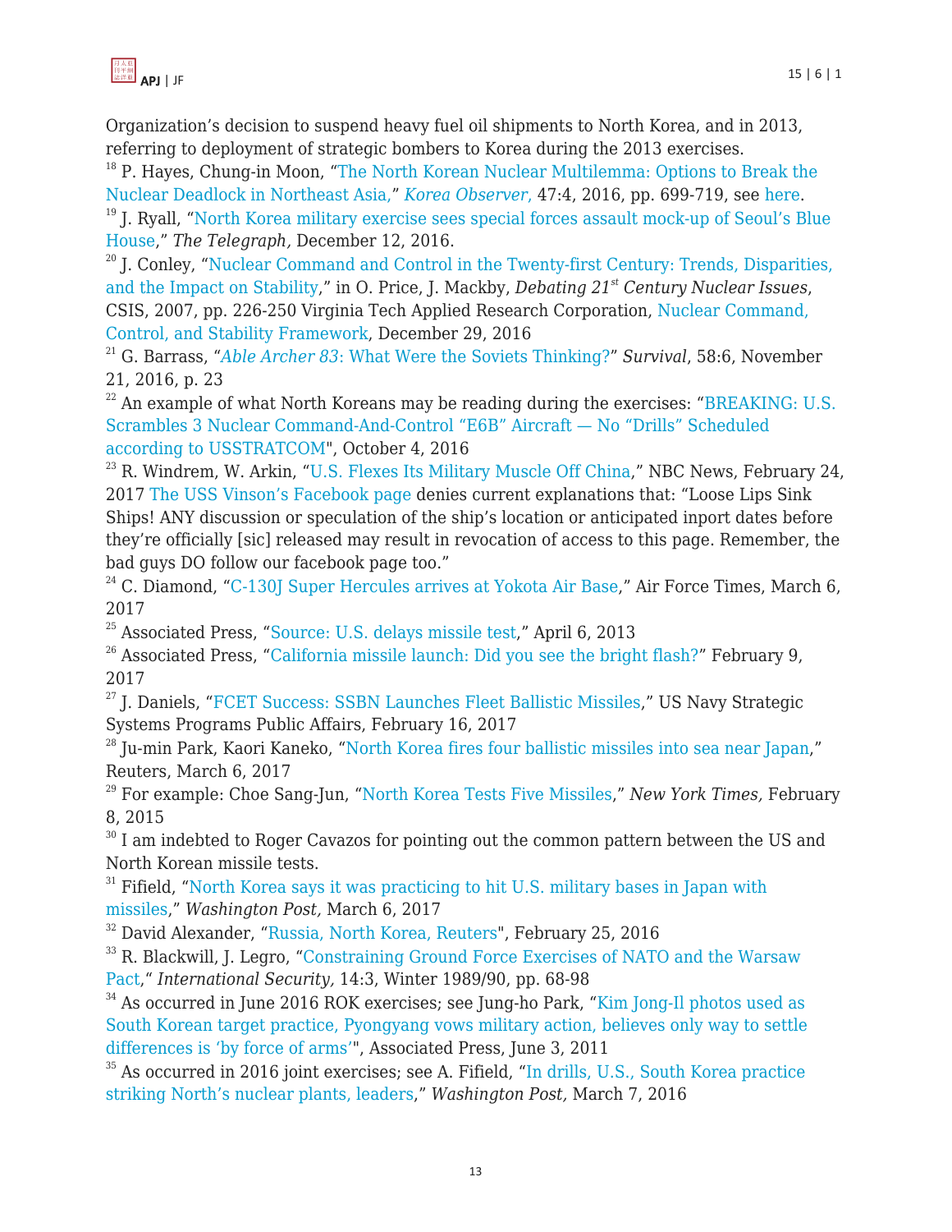Organization's decision to suspend heavy fuel oil shipments to North Korea, and in 2013, referring to deployment of strategic bombers to Korea during the 2013 exercises.

[18] P. Hayes, Chung-in Moon, "The North Korean Nuclear Multilemma: Options to Break the Nuclear Deadlock in Northeast Asia," *Korea Observer,* 47:4, 2016, pp. 699-719, see here.

[19] J. Ryall, "North Korea military exercise sees special forces assault mock-up of Seoul's Blue House," *The Telegraph,* December 12, 2016.

[20] J. Conley, "Nuclear Command and Control in the Twenty-first Century: Trends, Disparities, and the Impact on Stability," in O. Price, J. Mackby, *Debating 21st Century Nuclear Issues*, CSIS, 2007, pp. 226-250 Virginia Tech Applied Research Corporation, Nuclear Command, Control, and Stability Framework, December 29, 2016

[21] G. Barrass, "*Able Archer 83*: What Were the Soviets Thinking?" *Survival*, 58:6, November 21, 2016, p. 23

[22] An example of what North Koreans may be reading during the exercises: "BREAKING: U.S. Scrambles 3 Nuclear Command-And-Control "E6B" Aircraft — No "Drills" Scheduled according to USSTRATCOM", October 4, 2016

[23] R. Windrem, W. Arkin, "U.S. Flexes Its Military Muscle Off China," NBC News, February 24, 2017 The USS Vinson's Facebook page denies current explanations that: "Loose Lips Sink Ships! ANY discussion or speculation of the ship's location or anticipated inport dates before they're officially [sic] released may result in revocation of access to this page. Remember, the bad guys DO follow our facebook page too."

[24] C. Diamond, "C-130J Super Hercules arrives at Yokota Air Base," Air Force Times, March 6, 2017

[25] Associated Press, "Source: U.S. delays missile test," April 6, 2013

[26] Associated Press, "California missile launch: Did you see the bright flash?" February 9, 2017

[27] J. Daniels, "FCET Success: SSBN Launches Fleet Ballistic Missiles," US Navy Strategic Systems Programs Public Affairs, February 16, 2017

[28] Ju-min Park, Kaori Kaneko, "North Korea fires four ballistic missiles into sea near Japan," Reuters, March 6, 2017

[29] For example: Choe Sang-Jun, "North Korea Tests Five Missiles," *New York Times,* February 8, 2015

[30] I am indebted to Roger Cavazos for pointing out the common pattern between the US and North Korean missile tests.

[31] Fifield, "North Korea says it was practicing to hit U.S. military bases in Japan with missiles," *Washington Post,* March 6, 2017

[32] David Alexander, "Russia, North Korea, Reuters", February 25, 2016

[33] R. Blackwill, J. Legro, "Constraining Ground Force Exercises of NATO and the Warsaw Pact," *International Security,* 14:3, Winter 1989/90, pp. 68-98

[34] As occurred in June 2016 ROK exercises; see Jung-ho Park, "Kim Jong-Il photos used as South Korean target practice, Pyongyang vows military action, believes only way to settle differences is 'by force of arms'", Associated Press, June 3, 2011

[35] As occurred in 2016 joint exercises; see A. Fifield, "In drills, U.S., South Korea practice striking North's nuclear plants, leaders," *Washington Post,* March 7, 2016